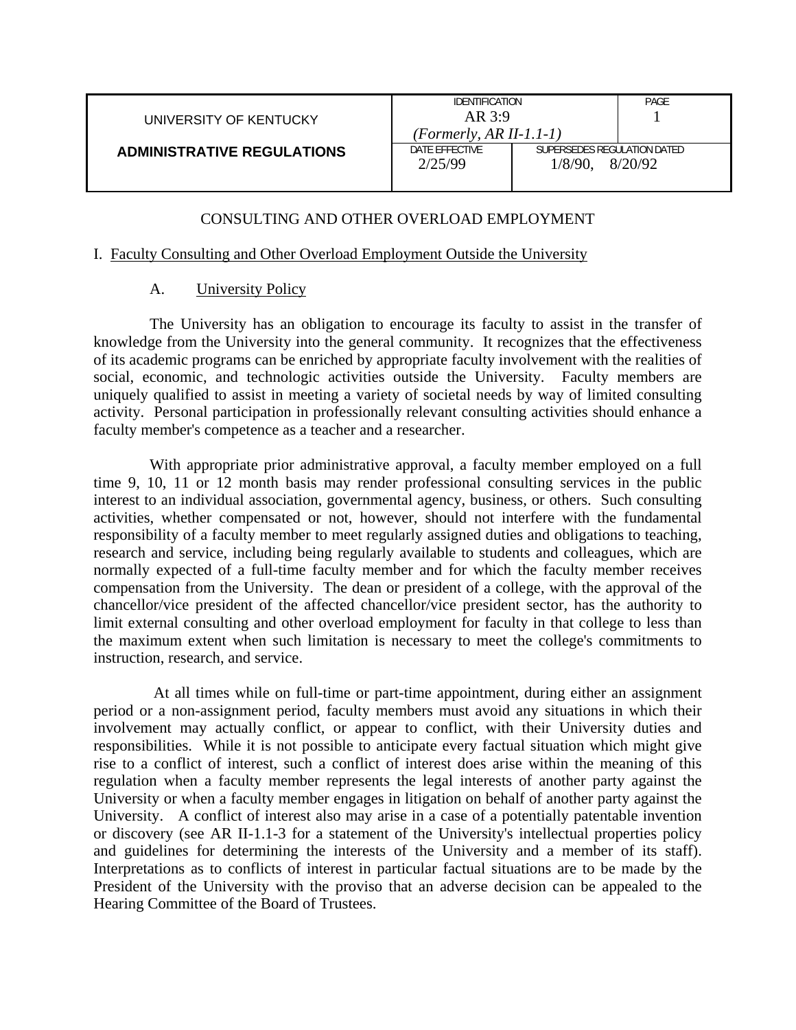| UNIVERSITY OF KENTUCKY | IDENTIFICATION<br>AR 3:9<br>*(Formerly, AR II-1.1-1)* | | PAGE<br>1 |
|---|---|---|---|
| **ADMINISTRATIVE REGULATIONS** | DATE EFFECTIVE<br>2/25/99 | SUPERSEDES REGULATION DATED<br>1/8/90, 8/20/92 | |

# CONSULTING AND OTHER OVERLOAD EMPLOYMENT

## I. Faculty Consulting and Other Overload Employment Outside the University

### A. University Policy

The University has an obligation to encourage its faculty to assist in the transfer of knowledge from the University into the general community. It recognizes that the effectiveness of its academic programs can be enriched by appropriate faculty involvement with the realities of social, economic, and technologic activities outside the University. Faculty members are uniquely qualified to assist in meeting a variety of societal needs by way of limited consulting activity. Personal participation in professionally relevant consulting activities should enhance a faculty member's competence as a teacher and a researcher.

With appropriate prior administrative approval, a faculty member employed on a full time 9, 10, 11 or 12 month basis may render professional consulting services in the public interest to an individual association, governmental agency, business, or others. Such consulting activities, whether compensated or not, however, should not interfere with the fundamental responsibility of a faculty member to meet regularly assigned duties and obligations to teaching, research and service, including being regularly available to students and colleagues, which are normally expected of a full-time faculty member and for which the faculty member receives compensation from the University. The dean or president of a college, with the approval of the chancellor/vice president of the affected chancellor/vice president sector, has the authority to limit external consulting and other overload employment for faculty in that college to less than the maximum extent when such limitation is necessary to meet the college's commitments to instruction, research, and service.

At all times while on full-time or part-time appointment, during either an assignment period or a non-assignment period, faculty members must avoid any situations in which their involvement may actually conflict, or appear to conflict, with their University duties and responsibilities. While it is not possible to anticipate every factual situation which might give rise to a conflict of interest, such a conflict of interest does arise within the meaning of this regulation when a faculty member represents the legal interests of another party against the University or when a faculty member engages in litigation on behalf of another party against the University. A conflict of interest also may arise in a case of a potentially patentable invention or discovery (see AR II-1.1-3 for a statement of the University's intellectual properties policy and guidelines for determining the interests of the University and a member of its staff). Interpretations as to conflicts of interest in particular factual situations are to be made by the President of the University with the proviso that an adverse decision can be appealed to the Hearing Committee of the Board of Trustees.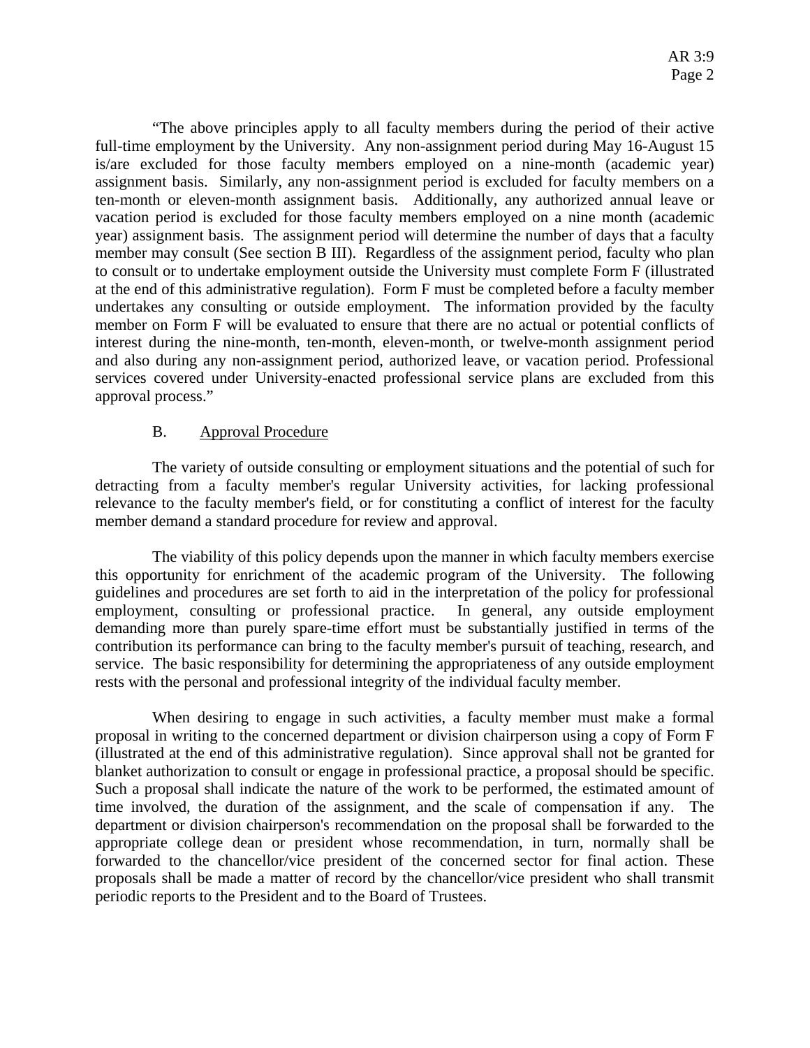"The above principles apply to all faculty members during the period of their active full-time employment by the University. Any non-assignment period during May 16-August 15 is/are excluded for those faculty members employed on a nine-month (academic year) assignment basis. Similarly, any non-assignment period is excluded for faculty members on a ten-month or eleven-month assignment basis. Additionally, any authorized annual leave or vacation period is excluded for those faculty members employed on a nine month (academic year) assignment basis. The assignment period will determine the number of days that a faculty member may consult (See section B III). Regardless of the assignment period, faculty who plan to consult or to undertake employment outside the University must complete Form F (illustrated at the end of this administrative regulation). Form F must be completed before a faculty member undertakes any consulting or outside employment. The information provided by the faculty member on Form F will be evaluated to ensure that there are no actual or potential conflicts of interest during the nine-month, ten-month, eleven-month, or twelve-month assignment period and also during any non-assignment period, authorized leave, or vacation period. Professional services covered under University-enacted professional service plans are excluded from this approval process."

B. Approval Procedure

The variety of outside consulting or employment situations and the potential of such for detracting from a faculty member's regular University activities, for lacking professional relevance to the faculty member's field, or for constituting a conflict of interest for the faculty member demand a standard procedure for review and approval.

The viability of this policy depends upon the manner in which faculty members exercise this opportunity for enrichment of the academic program of the University. The following guidelines and procedures are set forth to aid in the interpretation of the policy for professional employment, consulting or professional practice. In general, any outside employment demanding more than purely spare-time effort must be substantially justified in terms of the contribution its performance can bring to the faculty member's pursuit of teaching, research, and service. The basic responsibility for determining the appropriateness of any outside employment rests with the personal and professional integrity of the individual faculty member.

When desiring to engage in such activities, a faculty member must make a formal proposal in writing to the concerned department or division chairperson using a copy of Form F (illustrated at the end of this administrative regulation). Since approval shall not be granted for blanket authorization to consult or engage in professional practice, a proposal should be specific. Such a proposal shall indicate the nature of the work to be performed, the estimated amount of time involved, the duration of the assignment, and the scale of compensation if any. The department or division chairperson's recommendation on the proposal shall be forwarded to the appropriate college dean or president whose recommendation, in turn, normally shall be forwarded to the chancellor/vice president of the concerned sector for final action. These proposals shall be made a matter of record by the chancellor/vice president who shall transmit periodic reports to the President and to the Board of Trustees.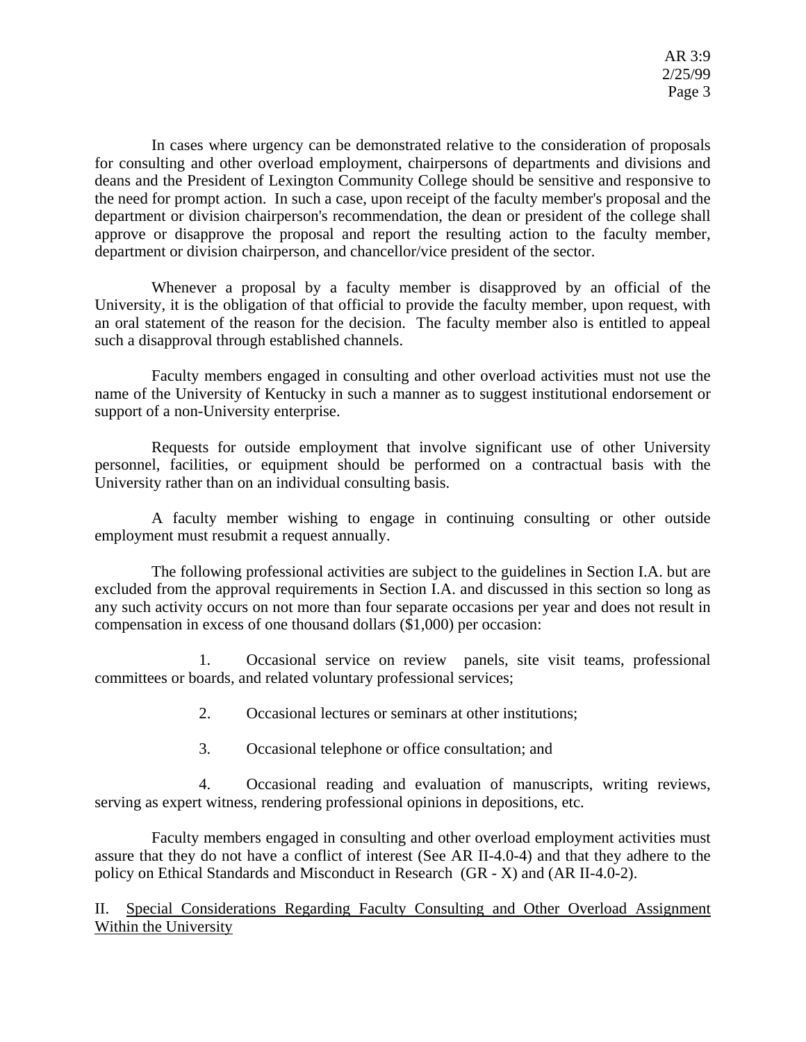In cases where urgency can be demonstrated relative to the consideration of proposals for consulting and other overload employment, chairpersons of departments and divisions and deans and the President of Lexington Community College should be sensitive and responsive to the need for prompt action. In such a case, upon receipt of the faculty member's proposal and the department or division chairperson's recommendation, the dean or president of the college shall approve or disapprove the proposal and report the resulting action to the faculty member, department or division chairperson, and chancellor/vice president of the sector.

Whenever a proposal by a faculty member is disapproved by an official of the University, it is the obligation of that official to provide the faculty member, upon request, with an oral statement of the reason for the decision. The faculty member also is entitled to appeal such a disapproval through established channels.

Faculty members engaged in consulting and other overload activities must not use the name of the University of Kentucky in such a manner as to suggest institutional endorsement or support of a non-University enterprise.

Requests for outside employment that involve significant use of other University personnel, facilities, or equipment should be performed on a contractual basis with the University rather than on an individual consulting basis.

A faculty member wishing to engage in continuing consulting or other outside employment must resubmit a request annually.

The following professional activities are subject to the guidelines in Section I.A. but are excluded from the approval requirements in Section I.A. and discussed in this section so long as any such activity occurs on not more than four separate occasions per year and does not result in compensation in excess of one thousand dollars ($1,000) per occasion:

1. Occasional service on review panels, site visit teams, professional committees or boards, and related voluntary professional services;

2. Occasional lectures or seminars at other institutions;

3. Occasional telephone or office consultation; and

4. Occasional reading and evaluation of manuscripts, writing reviews, serving as expert witness, rendering professional opinions in depositions, etc.

Faculty members engaged in consulting and other overload employment activities must assure that they do not have a conflict of interest (See AR II-4.0-4) and that they adhere to the policy on Ethical Standards and Misconduct in Research (GR - X) and (AR II-4.0-2).

## II. Special Considerations Regarding Faculty Consulting and Other Overload Assignment Within the University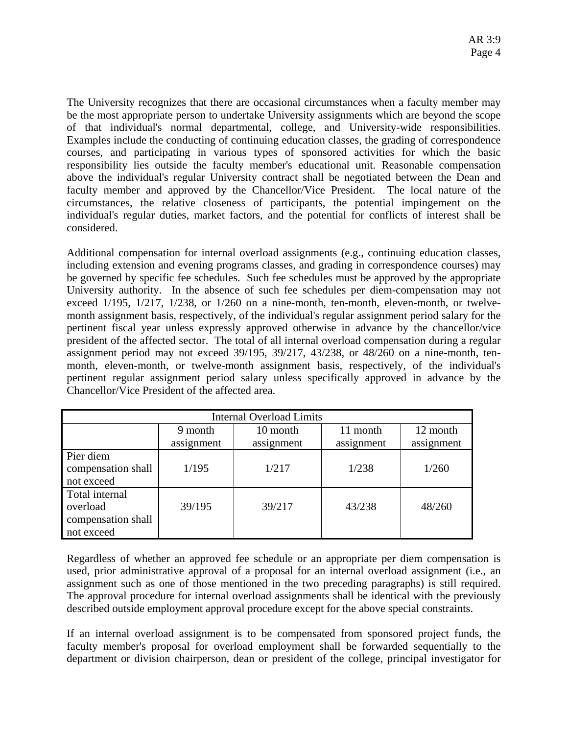The University recognizes that there are occasional circumstances when a faculty member may be the most appropriate person to undertake University assignments which are beyond the scope of that individual's normal departmental, college, and University-wide responsibilities. Examples include the conducting of continuing education classes, the grading of correspondence courses, and participating in various types of sponsored activities for which the basic responsibility lies outside the faculty member's educational unit. Reasonable compensation above the individual's regular University contract shall be negotiated between the Dean and faculty member and approved by the Chancellor/Vice President. The local nature of the circumstances, the relative closeness of participants, the potential impingement on the individual's regular duties, market factors, and the potential for conflicts of interest shall be considered.

Additional compensation for internal overload assignments (e.g., continuing education classes, including extension and evening programs classes, and grading in correspondence courses) may be governed by specific fee schedules. Such fee schedules must be approved by the appropriate University authority. In the absence of such fee schedules per diem-compensation may not exceed 1/195, 1/217, 1/238, or 1/260 on a nine-month, ten-month, eleven-month, or twelve-month assignment basis, respectively, of the individual's regular assignment period salary for the pertinent fiscal year unless expressly approved otherwise in advance by the chancellor/vice president of the affected sector. The total of all internal overload compensation during a regular assignment period may not exceed 39/195, 39/217, 43/238, or 48/260 on a nine-month, ten-month, eleven-month, or twelve-month assignment basis, respectively, of the individual's pertinent regular assignment period salary unless specifically approved in advance by the Chancellor/Vice President of the affected area.

| Internal Overload Limits | | | | |
|---|---|---|---|---|
| | 9 month assignment | 10 month assignment | 11 month assignment | 12 month assignment |
| Pier diem compensation shall not exceed | 1/195 | 1/217 | 1/238 | 1/260 |
| Total internal overload compensation shall not exceed | 39/195 | 39/217 | 43/238 | 48/260 |

Regardless of whether an approved fee schedule or an appropriate per diem compensation is used, prior administrative approval of a proposal for an internal overload assignment (i.e., an assignment such as one of those mentioned in the two preceding paragraphs) is still required. The approval procedure for internal overload assignments shall be identical with the previously described outside employment approval procedure except for the above special constraints.

If an internal overload assignment is to be compensated from sponsored project funds, the faculty member's proposal for overload employment shall be forwarded sequentially to the department or division chairperson, dean or president of the college, principal investigator for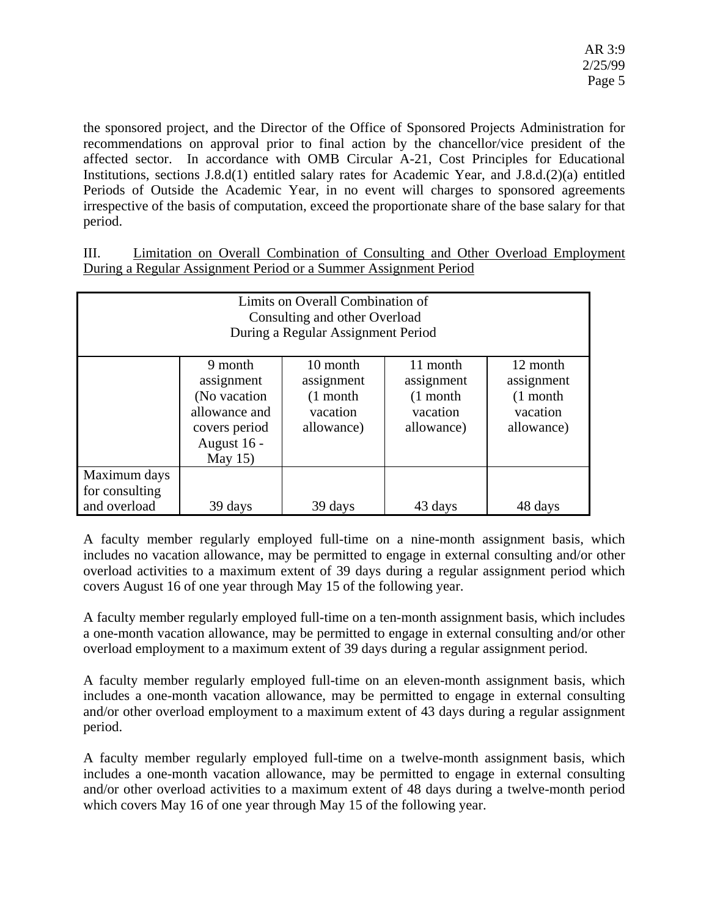the sponsored project, and the Director of the Office of Sponsored Projects Administration for recommendations on approval prior to final action by the chancellor/vice president of the affected sector. In accordance with OMB Circular A-21, Cost Principles for Educational Institutions, sections J.8.d(1) entitled salary rates for Academic Year, and J.8.d.(2)(a) entitled Periods of Outside the Academic Year, in no event will charges to sponsored agreements irrespective of the basis of computation, exceed the proportionate share of the base salary for that period.

III. Limitation on Overall Combination of Consulting and Other Overload Employment During a Regular Assignment Period or a Summer Assignment Period

| Limits on Overall Combination of Consulting and other Overload During a Regular Assignment Period | | | | |
|---|---|---|---|---|
| | 9 month assignment (No vacation allowance and covers period August 16 - May 15) | 10 month assignment (1 month vacation allowance) | 11 month assignment (1 month vacation allowance) | 12 month assignment (1 month vacation allowance) |
| Maximum days for consulting and overload | 39 days | 39 days | 43 days | 48 days |

A faculty member regularly employed full-time on a nine-month assignment basis, which includes no vacation allowance, may be permitted to engage in external consulting and/or other overload activities to a maximum extent of 39 days during a regular assignment period which covers August 16 of one year through May 15 of the following year.

A faculty member regularly employed full-time on a ten-month assignment basis, which includes a one-month vacation allowance, may be permitted to engage in external consulting and/or other overload employment to a maximum extent of 39 days during a regular assignment period.

A faculty member regularly employed full-time on an eleven-month assignment basis, which includes a one-month vacation allowance, may be permitted to engage in external consulting and/or other overload employment to a maximum extent of 43 days during a regular assignment period.

A faculty member regularly employed full-time on a twelve-month assignment basis, which includes a one-month vacation allowance, may be permitted to engage in external consulting and/or other overload activities to a maximum extent of 48 days during a twelve-month period which covers May 16 of one year through May 15 of the following year.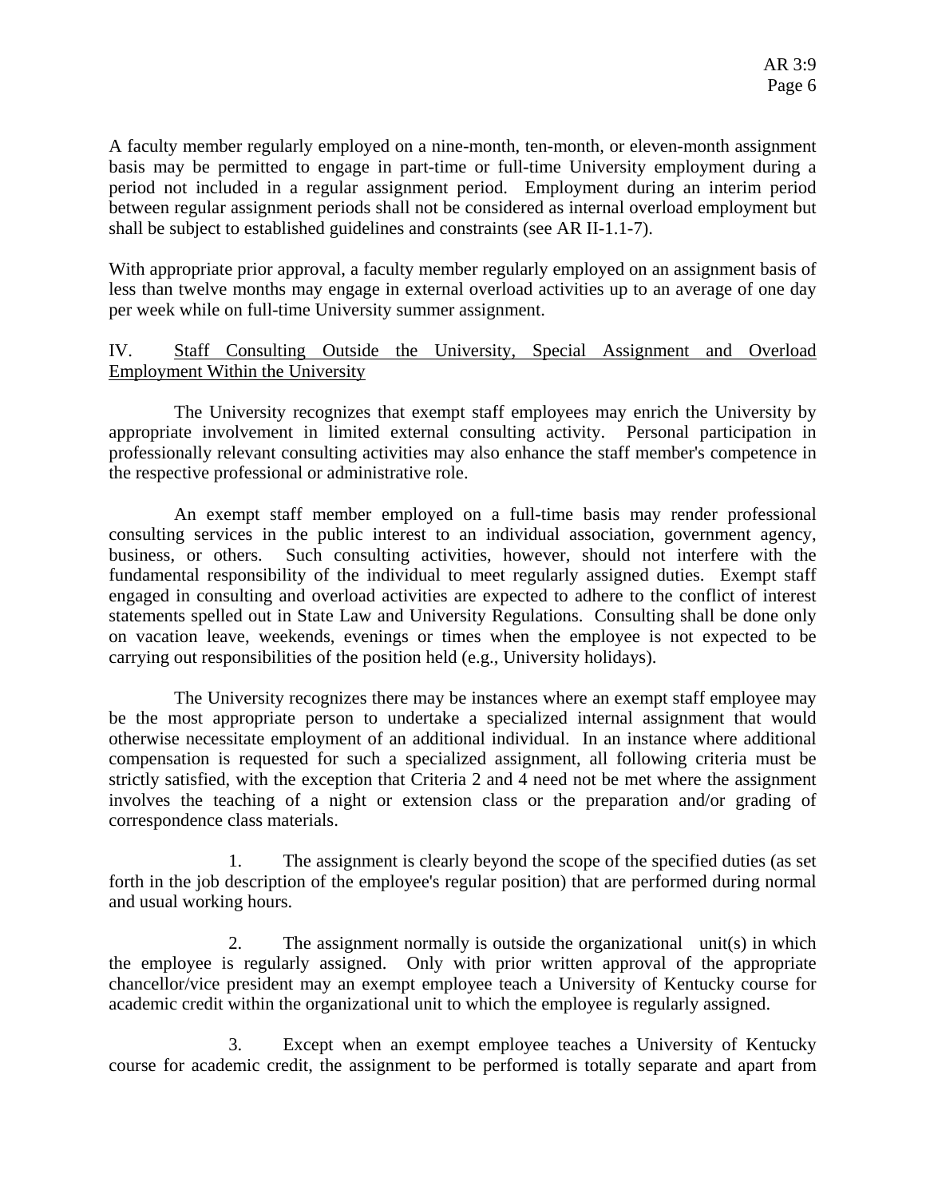A faculty member regularly employed on a nine-month, ten-month, or eleven-month assignment basis may be permitted to engage in part-time or full-time University employment during a period not included in a regular assignment period. Employment during an interim period between regular assignment periods shall not be considered as internal overload employment but shall be subject to established guidelines and constraints (see AR II-1.1-7).

With appropriate prior approval, a faculty member regularly employed on an assignment basis of less than twelve months may engage in external overload activities up to an average of one day per week while on full-time University summer assignment.

## IV. Staff Consulting Outside the University, Special Assignment and Overload Employment Within the University

The University recognizes that exempt staff employees may enrich the University by appropriate involvement in limited external consulting activity. Personal participation in professionally relevant consulting activities may also enhance the staff member's competence in the respective professional or administrative role.

An exempt staff member employed on a full-time basis may render professional consulting services in the public interest to an individual association, government agency, business, or others. Such consulting activities, however, should not interfere with the fundamental responsibility of the individual to meet regularly assigned duties. Exempt staff engaged in consulting and overload activities are expected to adhere to the conflict of interest statements spelled out in State Law and University Regulations. Consulting shall be done only on vacation leave, weekends, evenings or times when the employee is not expected to be carrying out responsibilities of the position held (e.g., University holidays).

The University recognizes there may be instances where an exempt staff employee may be the most appropriate person to undertake a specialized internal assignment that would otherwise necessitate employment of an additional individual. In an instance where additional compensation is requested for such a specialized assignment, all following criteria must be strictly satisfied, with the exception that Criteria 2 and 4 need not be met where the assignment involves the teaching of a night or extension class or the preparation and/or grading of correspondence class materials.

1. The assignment is clearly beyond the scope of the specified duties (as set forth in the job description of the employee's regular position) that are performed during normal and usual working hours.

2. The assignment normally is outside the organizational unit(s) in which the employee is regularly assigned. Only with prior written approval of the appropriate chancellor/vice president may an exempt employee teach a University of Kentucky course for academic credit within the organizational unit to which the employee is regularly assigned.

3. Except when an exempt employee teaches a University of Kentucky course for academic credit, the assignment to be performed is totally separate and apart from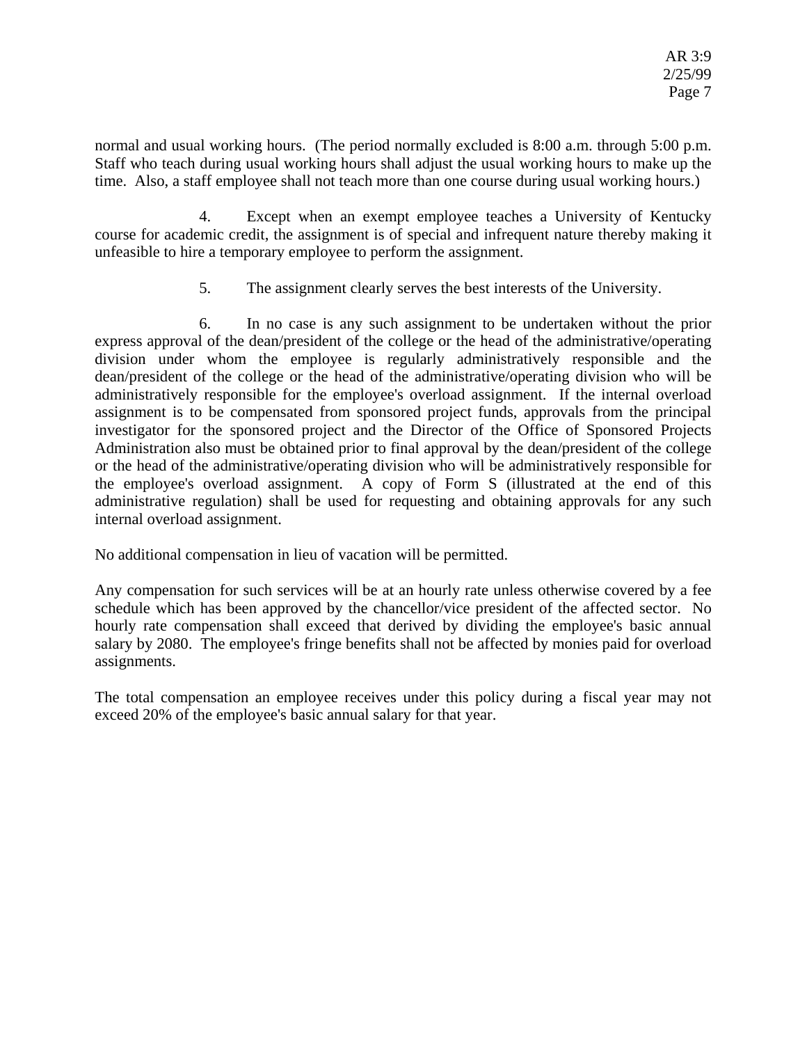normal and usual working hours. (The period normally excluded is 8:00 a.m. through 5:00 p.m. Staff who teach during usual working hours shall adjust the usual working hours to make up the time. Also, a staff employee shall not teach more than one course during usual working hours.)

4. Except when an exempt employee teaches a University of Kentucky course for academic credit, the assignment is of special and infrequent nature thereby making it unfeasible to hire a temporary employee to perform the assignment.

5. The assignment clearly serves the best interests of the University.

6. In no case is any such assignment to be undertaken without the prior express approval of the dean/president of the college or the head of the administrative/operating division under whom the employee is regularly administratively responsible and the dean/president of the college or the head of the administrative/operating division who will be administratively responsible for the employee's overload assignment. If the internal overload assignment is to be compensated from sponsored project funds, approvals from the principal investigator for the sponsored project and the Director of the Office of Sponsored Projects Administration also must be obtained prior to final approval by the dean/president of the college or the head of the administrative/operating division who will be administratively responsible for the employee's overload assignment. A copy of Form S (illustrated at the end of this administrative regulation) shall be used for requesting and obtaining approvals for any such internal overload assignment.

No additional compensation in lieu of vacation will be permitted.

Any compensation for such services will be at an hourly rate unless otherwise covered by a fee schedule which has been approved by the chancellor/vice president of the affected sector. No hourly rate compensation shall exceed that derived by dividing the employee's basic annual salary by 2080. The employee's fringe benefits shall not be affected by monies paid for overload assignments.

The total compensation an employee receives under this policy during a fiscal year may not exceed 20% of the employee's basic annual salary for that year.